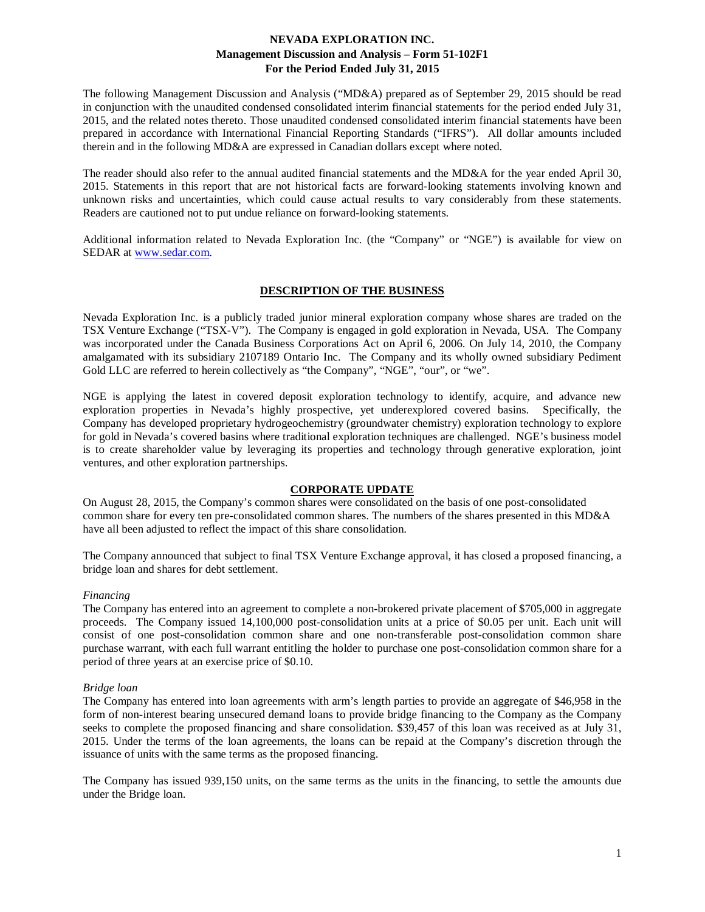# NEVADA EXPLORATION INC.
## Management Discussion and Analysis – Form 51-102F1
## For the Period Ended July 31, 2015

The following Management Discussion and Analysis ("MD&A) prepared as of September 29, 2015 should be read in conjunction with the unaudited condensed consolidated interim financial statements for the period ended July 31, 2015, and the related notes thereto. Those unaudited condensed consolidated interim financial statements have been prepared in accordance with International Financial Reporting Standards ("IFRS"). All dollar amounts included therein and in the following MD&A are expressed in Canadian dollars except where noted.

The reader should also refer to the annual audited financial statements and the MD&A for the year ended April 30, 2015. Statements in this report that are not historical facts are forward-looking statements involving known and unknown risks and uncertainties, which could cause actual results to vary considerably from these statements. Readers are cautioned not to put undue reliance on forward-looking statements.

Additional information related to Nevada Exploration Inc. (the "Company" or "NGE") is available for view on SEDAR at www.sedar.com.

## DESCRIPTION OF THE BUSINESS

Nevada Exploration Inc. is a publicly traded junior mineral exploration company whose shares are traded on the TSX Venture Exchange ("TSX-V"). The Company is engaged in gold exploration in Nevada, USA. The Company was incorporated under the Canada Business Corporations Act on April 6, 2006. On July 14, 2010, the Company amalgamated with its subsidiary 2107189 Ontario Inc. The Company and its wholly owned subsidiary Pediment Gold LLC are referred to herein collectively as "the Company", "NGE", "our", or "we".

NGE is applying the latest in covered deposit exploration technology to identify, acquire, and advance new exploration properties in Nevada's highly prospective, yet underexplored covered basins. Specifically, the Company has developed proprietary hydrogeochemistry (groundwater chemistry) exploration technology to explore for gold in Nevada's covered basins where traditional exploration techniques are challenged. NGE's business model is to create shareholder value by leveraging its properties and technology through generative exploration, joint ventures, and other exploration partnerships.

## CORPORATE UPDATE

On August 28, 2015, the Company's common shares were consolidated on the basis of one post-consolidated common share for every ten pre-consolidated common shares. The numbers of the shares presented in this MD&A have all been adjusted to reflect the impact of this share consolidation.

The Company announced that subject to final TSX Venture Exchange approval, it has closed a proposed financing, a bridge loan and shares for debt settlement.

*Financing*

The Company has entered into an agreement to complete a non-brokered private placement of $705,000 in aggregate proceeds. The Company issued 14,100,000 post-consolidation units at a price of $0.05 per unit. Each unit will consist of one post-consolidation common share and one non-transferable post-consolidation common share purchase warrant, with each full warrant entitling the holder to purchase one post-consolidation common share for a period of three years at an exercise price of $0.10.

*Bridge loan*

The Company has entered into loan agreements with arm's length parties to provide an aggregate of $46,958 in the form of non-interest bearing unsecured demand loans to provide bridge financing to the Company as the Company seeks to complete the proposed financing and share consolidation. $39,457 of this loan was received as at July 31, 2015. Under the terms of the loan agreements, the loans can be repaid at the Company's discretion through the issuance of units with the same terms as the proposed financing.

The Company has issued 939,150 units, on the same terms as the units in the financing, to settle the amounts due under the Bridge loan.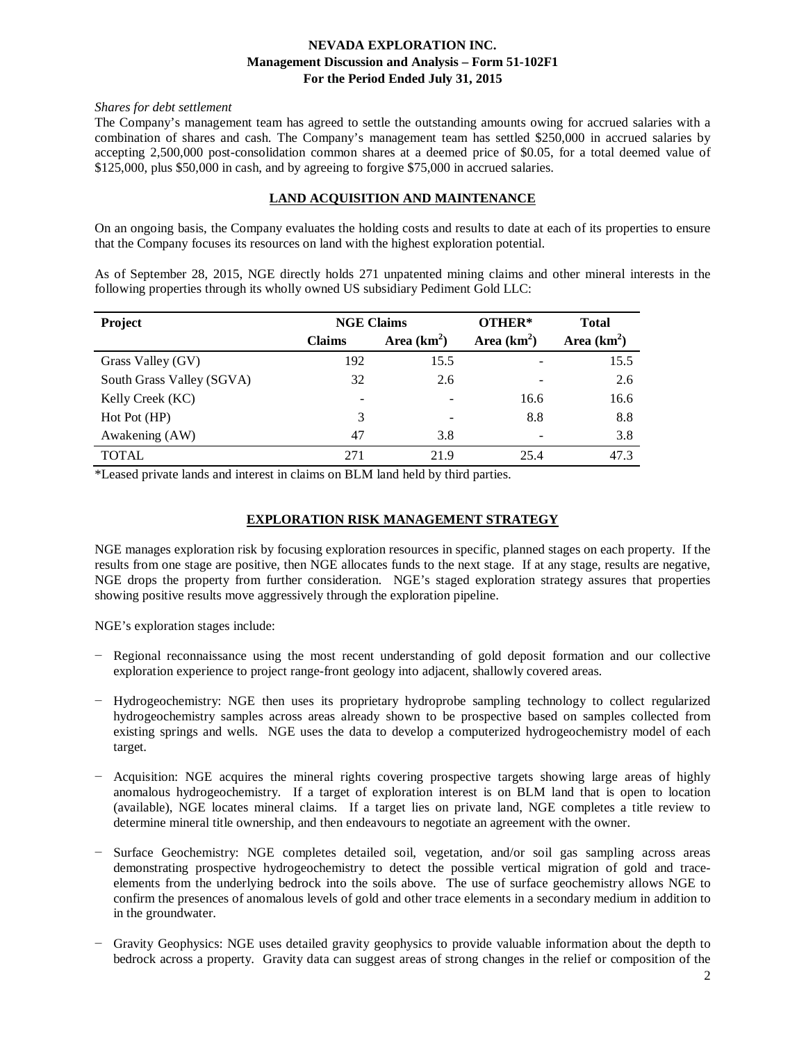*Shares for debt settlement*

The Company's management team has agreed to settle the outstanding amounts owing for accrued salaries with a combination of shares and cash. The Company's management team has settled $250,000 in accrued salaries by accepting 2,500,000 post-consolidation common shares at a deemed price of $0.05, for a total deemed value of $125,000, plus $50,000 in cash, and by agreeing to forgive $75,000 in accrued salaries.

## LAND ACQUISITION AND MAINTENANCE

On an ongoing basis, the Company evaluates the holding costs and results to date at each of its properties to ensure that the Company focuses its resources on land with the highest exploration potential.

As of September 28, 2015, NGE directly holds 271 unpatented mining claims and other mineral interests in the following properties through its wholly owned US subsidiary Pediment Gold LLC:

| Project | NGE Claims | | OTHER* | Total |
|---|---|---|---|---|
| | Claims | Area ($km^2$) | Area ($km^2$) | Area ($km^2$) |
| Grass Valley (GV) | 192 | 15.5 | - | 15.5 |
| South Grass Valley (SGVA) | 32 | 2.6 | - | 2.6 |
| Kelly Creek (KC) | - | - | 16.6 | 16.6 |
| Hot Pot (HP) | 3 | - | 8.8 | 8.8 |
| Awakening (AW) | 47 | 3.8 | - | 3.8 |
| TOTAL | 271 | 21.9 | 25.4 | 47.3 |

*Leased private lands and interest in claims on BLM land held by third parties.

## EXPLORATION RISK MANAGEMENT STRATEGY

NGE manages exploration risk by focusing exploration resources in specific, planned stages on each property. If the results from one stage are positive, then NGE allocates funds to the next stage. If at any stage, results are negative, NGE drops the property from further consideration. NGE's staged exploration strategy assures that properties showing positive results move aggressively through the exploration pipeline.

NGE's exploration stages include:

- Regional reconnaissance using the most recent understanding of gold deposit formation and our collective exploration experience to project range-front geology into adjacent, shallowly covered areas.
- Hydrogeochemistry: NGE then uses its proprietary hydroprobe sampling technology to collect regularized hydrogeochemistry samples across areas already shown to be prospective based on samples collected from existing springs and wells. NGE uses the data to develop a computerized hydrogeochemistry model of each target.
- Acquisition: NGE acquires the mineral rights covering prospective targets showing large areas of highly anomalous hydrogeochemistry. If a target of exploration interest is on BLM land that is open to location (available), NGE locates mineral claims. If a target lies on private land, NGE completes a title review to determine mineral title ownership, and then endeavours to negotiate an agreement with the owner.
- Surface Geochemistry: NGE completes detailed soil, vegetation, and/or soil gas sampling across areas demonstrating prospective hydrogeochemistry to detect the possible vertical migration of gold and trace-elements from the underlying bedrock into the soils above. The use of surface geochemistry allows NGE to confirm the presences of anomalous levels of gold and other trace elements in a secondary medium in addition to in the groundwater.
- Gravity Geophysics: NGE uses detailed gravity geophysics to provide valuable information about the depth to bedrock across a property. Gravity data can suggest areas of strong changes in the relief or composition of the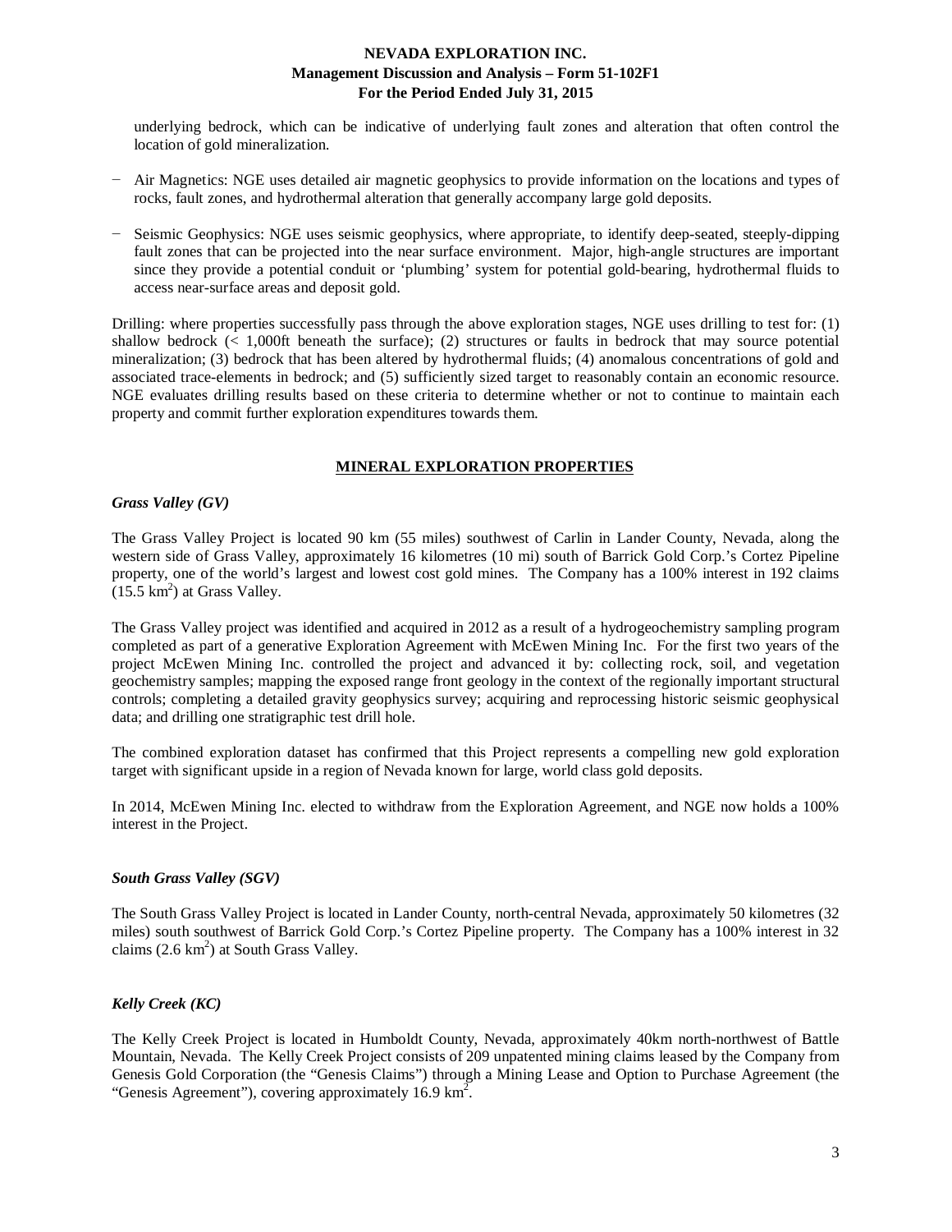underlying bedrock, which can be indicative of underlying fault zones and alteration that often control the location of gold mineralization.

- Air Magnetics: NGE uses detailed air magnetic geophysics to provide information on the locations and types of rocks, fault zones, and hydrothermal alteration that generally accompany large gold deposits.

- Seismic Geophysics: NGE uses seismic geophysics, where appropriate, to identify deep-seated, steeply-dipping fault zones that can be projected into the near surface environment. Major, high-angle structures are important since they provide a potential conduit or 'plumbing' system for potential gold-bearing, hydrothermal fluids to access near-surface areas and deposit gold.

Drilling: where properties successfully pass through the above exploration stages, NGE uses drilling to test for: (1) shallow bedrock (< 1,000ft beneath the surface); (2) structures or faults in bedrock that may source potential mineralization; (3) bedrock that has been altered by hydrothermal fluids; (4) anomalous concentrations of gold and associated trace-elements in bedrock; and (5) sufficiently sized target to reasonably contain an economic resource. NGE evaluates drilling results based on these criteria to determine whether or not to continue to maintain each property and commit further exploration expenditures towards them.

## MINERAL EXPLORATION PROPERTIES

### *Grass Valley (GV)*

The Grass Valley Project is located 90 km (55 miles) southwest of Carlin in Lander County, Nevada, along the western side of Grass Valley, approximately 16 kilometres (10 mi) south of Barrick Gold Corp.'s Cortez Pipeline property, one of the world's largest and lowest cost gold mines. The Company has a 100% interest in 192 claims (15.5 km$^2$) at Grass Valley.

The Grass Valley project was identified and acquired in 2012 as a result of a hydrogeochemistry sampling program completed as part of a generative Exploration Agreement with McEwen Mining Inc. For the first two years of the project McEwen Mining Inc. controlled the project and advanced it by: collecting rock, soil, and vegetation geochemistry samples; mapping the exposed range front geology in the context of the regionally important structural controls; completing a detailed gravity geophysics survey; acquiring and reprocessing historic seismic geophysical data; and drilling one stratigraphic test drill hole.

The combined exploration dataset has confirmed that this Project represents a compelling new gold exploration target with significant upside in a region of Nevada known for large, world class gold deposits.

In 2014, McEwen Mining Inc. elected to withdraw from the Exploration Agreement, and NGE now holds a 100% interest in the Project.

### *South Grass Valley (SGV)*

The South Grass Valley Project is located in Lander County, north-central Nevada, approximately 50 kilometres (32 miles) south southwest of Barrick Gold Corp.'s Cortez Pipeline property. The Company has a 100% interest in 32 claims (2.6 km$^2$) at South Grass Valley.

### *Kelly Creek (KC)*

The Kelly Creek Project is located in Humboldt County, Nevada, approximately 40km north-northwest of Battle Mountain, Nevada. The Kelly Creek Project consists of 209 unpatented mining claims leased by the Company from Genesis Gold Corporation (the "Genesis Claims") through a Mining Lease and Option to Purchase Agreement (the "Genesis Agreement"), covering approximately 16.9 km$^2$.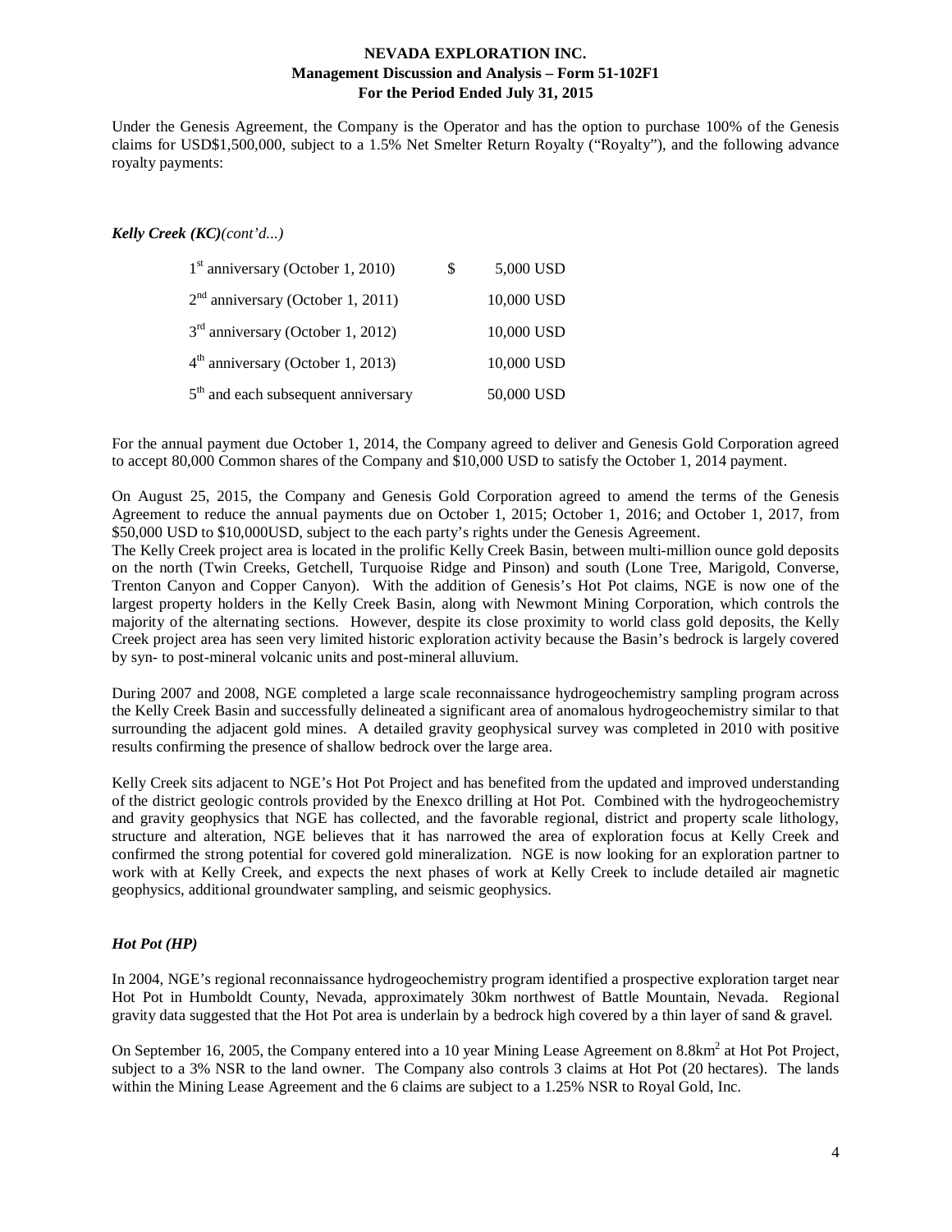Under the Genesis Agreement, the Company is the Operator and has the option to purchase 100% of the Genesis claims for USD$1,500,000, subject to a 1.5% Net Smelter Return Royalty ("Royalty"), and the following advance royalty payments:

### *Kelly Creek (KC)(cont'd...)*

| | | |
|---|---|---|
| 1st anniversary (October 1, 2010) | $ | 5,000 USD |
| 2nd anniversary (October 1, 2011) | | 10,000 USD |
| 3rd anniversary (October 1, 2012) | | 10,000 USD |
| 4th anniversary (October 1, 2013) | | 10,000 USD |
| 5th and each subsequent anniversary | | 50,000 USD |

For the annual payment due October 1, 2014, the Company agreed to deliver and Genesis Gold Corporation agreed to accept 80,000 Common shares of the Company and $10,000 USD to satisfy the October 1, 2014 payment.

On August 25, 2015, the Company and Genesis Gold Corporation agreed to amend the terms of the Genesis Agreement to reduce the annual payments due on October 1, 2015; October 1, 2016; and October 1, 2017, from $50,000 USD to $10,000USD, subject to the each party's rights under the Genesis Agreement.

The Kelly Creek project area is located in the prolific Kelly Creek Basin, between multi-million ounce gold deposits on the north (Twin Creeks, Getchell, Turquoise Ridge and Pinson) and south (Lone Tree, Marigold, Converse, Trenton Canyon and Copper Canyon). With the addition of Genesis's Hot Pot claims, NGE is now one of the largest property holders in the Kelly Creek Basin, along with Newmont Mining Corporation, which controls the majority of the alternating sections. However, despite its close proximity to world class gold deposits, the Kelly Creek project area has seen very limited historic exploration activity because the Basin's bedrock is largely covered by syn- to post-mineral volcanic units and post-mineral alluvium.

During 2007 and 2008, NGE completed a large scale reconnaissance hydrogeochemistry sampling program across the Kelly Creek Basin and successfully delineated a significant area of anomalous hydrogeochemistry similar to that surrounding the adjacent gold mines. A detailed gravity geophysical survey was completed in 2010 with positive results confirming the presence of shallow bedrock over the large area.

Kelly Creek sits adjacent to NGE's Hot Pot Project and has benefited from the updated and improved understanding of the district geologic controls provided by the Enexco drilling at Hot Pot. Combined with the hydrogeochemistry and gravity geophysics that NGE has collected, and the favorable regional, district and property scale lithology, structure and alteration, NGE believes that it has narrowed the area of exploration focus at Kelly Creek and confirmed the strong potential for covered gold mineralization. NGE is now looking for an exploration partner to work with at Kelly Creek, and expects the next phases of work at Kelly Creek to include detailed air magnetic geophysics, additional groundwater sampling, and seismic geophysics.

### *Hot Pot (HP)*

In 2004, NGE's regional reconnaissance hydrogeochemistry program identified a prospective exploration target near Hot Pot in Humboldt County, Nevada, approximately 30km northwest of Battle Mountain, Nevada. Regional gravity data suggested that the Hot Pot area is underlain by a bedrock high covered by a thin layer of sand & gravel.

On September 16, 2005, the Company entered into a 10 year Mining Lease Agreement on 8.8km$^2$ at Hot Pot Project, subject to a 3% NSR to the land owner. The Company also controls 3 claims at Hot Pot (20 hectares). The lands within the Mining Lease Agreement and the 6 claims are subject to a 1.25% NSR to Royal Gold, Inc.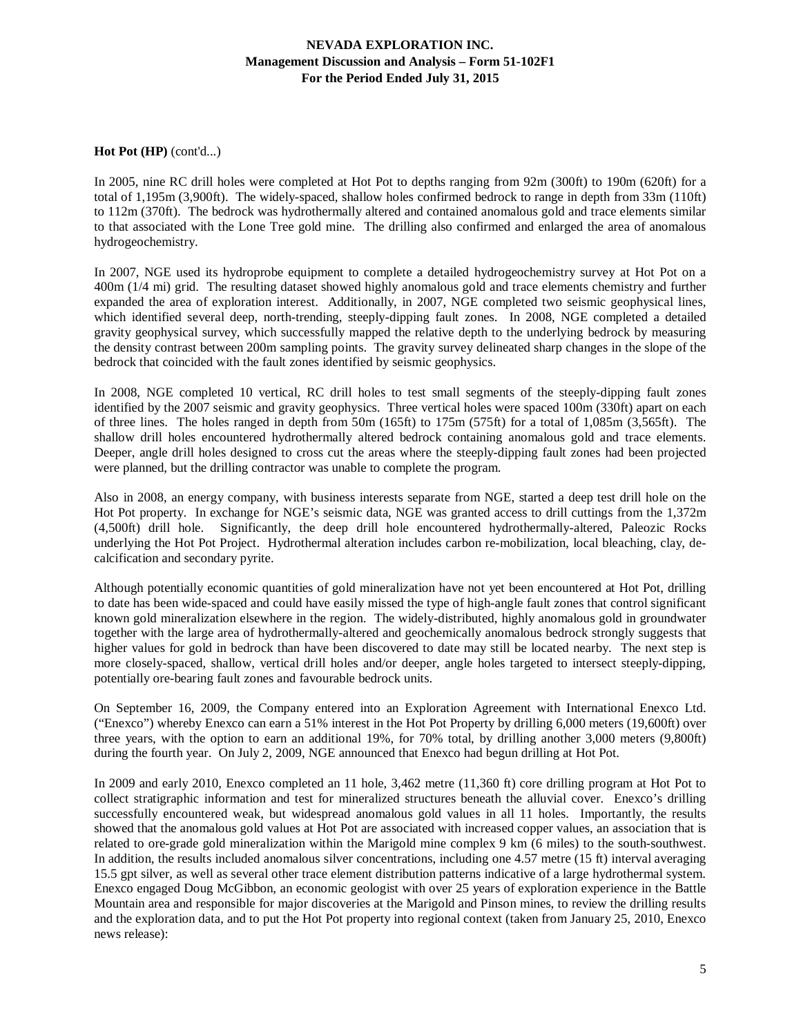**Hot Pot (HP)** (cont'd...)

In 2005, nine RC drill holes were completed at Hot Pot to depths ranging from 92m (300ft) to 190m (620ft) for a total of 1,195m (3,900ft). The widely-spaced, shallow holes confirmed bedrock to range in depth from 33m (110ft) to 112m (370ft). The bedrock was hydrothermally altered and contained anomalous gold and trace elements similar to that associated with the Lone Tree gold mine. The drilling also confirmed and enlarged the area of anomalous hydrogeochemistry.

In 2007, NGE used its hydroprobe equipment to complete a detailed hydrogeochemistry survey at Hot Pot on a 400m (1/4 mi) grid. The resulting dataset showed highly anomalous gold and trace elements chemistry and further expanded the area of exploration interest. Additionally, in 2007, NGE completed two seismic geophysical lines, which identified several deep, north-trending, steeply-dipping fault zones. In 2008, NGE completed a detailed gravity geophysical survey, which successfully mapped the relative depth to the underlying bedrock by measuring the density contrast between 200m sampling points. The gravity survey delineated sharp changes in the slope of the bedrock that coincided with the fault zones identified by seismic geophysics.

In 2008, NGE completed 10 vertical, RC drill holes to test small segments of the steeply-dipping fault zones identified by the 2007 seismic and gravity geophysics. Three vertical holes were spaced 100m (330ft) apart on each of three lines. The holes ranged in depth from 50m (165ft) to 175m (575ft) for a total of 1,085m (3,565ft). The shallow drill holes encountered hydrothermally altered bedrock containing anomalous gold and trace elements. Deeper, angle drill holes designed to cross cut the areas where the steeply-dipping fault zones had been projected were planned, but the drilling contractor was unable to complete the program.

Also in 2008, an energy company, with business interests separate from NGE, started a deep test drill hole on the Hot Pot property. In exchange for NGE's seismic data, NGE was granted access to drill cuttings from the 1,372m (4,500ft) drill hole. Significantly, the deep drill hole encountered hydrothermally-altered, Paleozic Rocks underlying the Hot Pot Project. Hydrothermal alteration includes carbon re-mobilization, local bleaching, clay, de-calcification and secondary pyrite.

Although potentially economic quantities of gold mineralization have not yet been encountered at Hot Pot, drilling to date has been wide-spaced and could have easily missed the type of high-angle fault zones that control significant known gold mineralization elsewhere in the region. The widely-distributed, highly anomalous gold in groundwater together with the large area of hydrothermally-altered and geochemically anomalous bedrock strongly suggests that higher values for gold in bedrock than have been discovered to date may still be located nearby. The next step is more closely-spaced, shallow, vertical drill holes and/or deeper, angle holes targeted to intersect steeply-dipping, potentially ore-bearing fault zones and favourable bedrock units.

On September 16, 2009, the Company entered into an Exploration Agreement with International Enexco Ltd. ("Enexco") whereby Enexco can earn a 51% interest in the Hot Pot Property by drilling 6,000 meters (19,600ft) over three years, with the option to earn an additional 19%, for 70% total, by drilling another 3,000 meters (9,800ft) during the fourth year. On July 2, 2009, NGE announced that Enexco had begun drilling at Hot Pot.

In 2009 and early 2010, Enexco completed an 11 hole, 3,462 metre (11,360 ft) core drilling program at Hot Pot to collect stratigraphic information and test for mineralized structures beneath the alluvial cover. Enexco's drilling successfully encountered weak, but widespread anomalous gold values in all 11 holes. Importantly, the results showed that the anomalous gold values at Hot Pot are associated with increased copper values, an association that is related to ore-grade gold mineralization within the Marigold mine complex 9 km (6 miles) to the south-southwest. In addition, the results included anomalous silver concentrations, including one 4.57 metre (15 ft) interval averaging 15.5 gpt silver, as well as several other trace element distribution patterns indicative of a large hydrothermal system. Enexco engaged Doug McGibbon, an economic geologist with over 25 years of exploration experience in the Battle Mountain area and responsible for major discoveries at the Marigold and Pinson mines, to review the drilling results and the exploration data, and to put the Hot Pot property into regional context (taken from January 25, 2010, Enexco news release):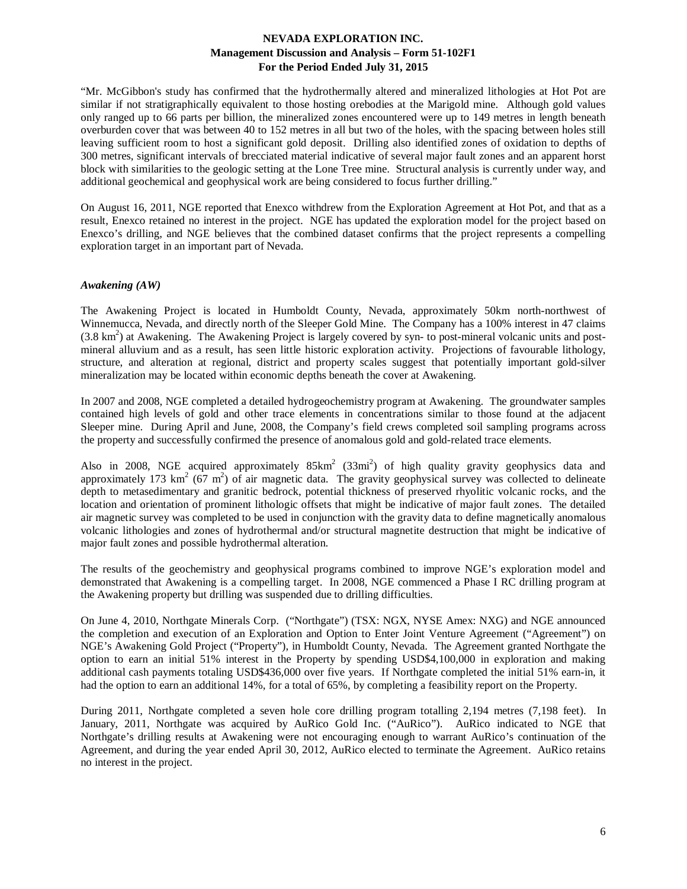"Mr. McGibbon's study has confirmed that the hydrothermally altered and mineralized lithologies at Hot Pot are similar if not stratigraphically equivalent to those hosting orebodies at the Marigold mine. Although gold values only ranged up to 66 parts per billion, the mineralized zones encountered were up to 149 metres in length beneath overburden cover that was between 40 to 152 metres in all but two of the holes, with the spacing between holes still leaving sufficient room to host a significant gold deposit. Drilling also identified zones of oxidation to depths of 300 metres, significant intervals of brecciated material indicative of several major fault zones and an apparent horst block with similarities to the geologic setting at the Lone Tree mine. Structural analysis is currently under way, and additional geochemical and geophysical work are being considered to focus further drilling."

On August 16, 2011, NGE reported that Enexco withdrew from the Exploration Agreement at Hot Pot, and that as a result, Enexco retained no interest in the project. NGE has updated the exploration model for the project based on Enexco's drilling, and NGE believes that the combined dataset confirms that the project represents a compelling exploration target in an important part of Nevada.

### *Awakening (AW)*

The Awakening Project is located in Humboldt County, Nevada, approximately 50km north-northwest of Winnemucca, Nevada, and directly north of the Sleeper Gold Mine. The Company has a 100% interest in 47 claims ($3.8\ km^2$) at Awakening. The Awakening Project is largely covered by syn- to post-mineral volcanic units and post-mineral alluvium and as a result, has seen little historic exploration activity. Projections of favourable lithology, structure, and alteration at regional, district and property scales suggest that potentially important gold-silver mineralization may be located within economic depths beneath the cover at Awakening.

In 2007 and 2008, NGE completed a detailed hydrogeochemistry program at Awakening. The groundwater samples contained high levels of gold and other trace elements in concentrations similar to those found at the adjacent Sleeper mine. During April and June, 2008, the Company's field crews completed soil sampling programs across the property and successfully confirmed the presence of anomalous gold and gold-related trace elements.

Also in 2008, NGE acquired approximately $85km^2$ ($33mi^2$) of high quality gravity geophysics data and approximately $173\ km^2$ ($67\ m^2$) of air magnetic data. The gravity geophysical survey was collected to delineate depth to metasedimentary and granitic bedrock, potential thickness of preserved rhyolitic volcanic rocks, and the location and orientation of prominent lithologic offsets that might be indicative of major fault zones. The detailed air magnetic survey was completed to be used in conjunction with the gravity data to define magnetically anomalous volcanic lithologies and zones of hydrothermal and/or structural magnetite destruction that might be indicative of major fault zones and possible hydrothermal alteration.

The results of the geochemistry and geophysical programs combined to improve NGE's exploration model and demonstrated that Awakening is a compelling target. In 2008, NGE commenced a Phase I RC drilling program at the Awakening property but drilling was suspended due to drilling difficulties.

On June 4, 2010, Northgate Minerals Corp. ("Northgate") (TSX: NGX, NYSE Amex: NXG) and NGE announced the completion and execution of an Exploration and Option to Enter Joint Venture Agreement ("Agreement") on NGE's Awakening Gold Project ("Property"), in Humboldt County, Nevada. The Agreement granted Northgate the option to earn an initial 51% interest in the Property by spending USD$4,100,000 in exploration and making additional cash payments totaling USD$436,000 over five years. If Northgate completed the initial 51% earn-in, it had the option to earn an additional 14%, for a total of 65%, by completing a feasibility report on the Property.

During 2011, Northgate completed a seven hole core drilling program totalling 2,194 metres (7,198 feet). In January, 2011, Northgate was acquired by AuRico Gold Inc. ("AuRico"). AuRico indicated to NGE that Northgate's drilling results at Awakening were not encouraging enough to warrant AuRico's continuation of the Agreement, and during the year ended April 30, 2012, AuRico elected to terminate the Agreement. AuRico retains no interest in the project.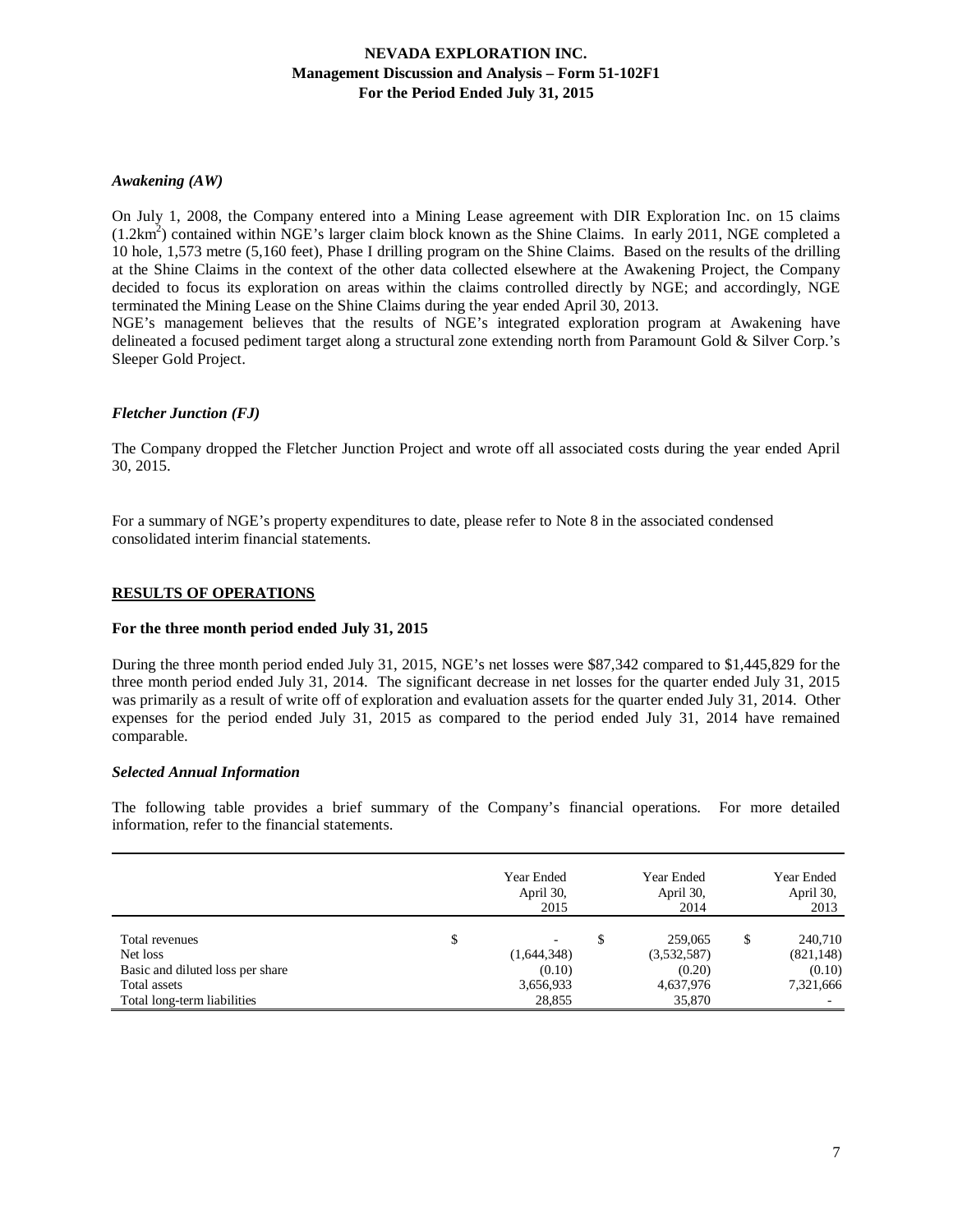### *Awakening (AW)*

On July 1, 2008, the Company entered into a Mining Lease agreement with DIR Exploration Inc. on 15 claims ($1.2km^2$) contained within NGE's larger claim block known as the Shine Claims. In early 2011, NGE completed a 10 hole, 1,573 metre (5,160 feet), Phase I drilling program on the Shine Claims. Based on the results of the drilling at the Shine Claims in the context of the other data collected elsewhere at the Awakening Project, the Company decided to focus its exploration on areas within the claims controlled directly by NGE; and accordingly, NGE terminated the Mining Lease on the Shine Claims during the year ended April 30, 2013.

NGE's management believes that the results of NGE's integrated exploration program at Awakening have delineated a focused pediment target along a structural zone extending north from Paramount Gold & Silver Corp.'s Sleeper Gold Project.

### *Fletcher Junction (FJ)*

The Company dropped the Fletcher Junction Project and wrote off all associated costs during the year ended April 30, 2015.

For a summary of NGE's property expenditures to date, please refer to Note 8 in the associated condensed consolidated interim financial statements.

## RESULTS OF OPERATIONS

**For the three month period ended July 31, 2015**

During the three month period ended July 31, 2015, NGE's net losses were \$87,342 compared to \$1,445,829 for the three month period ended July 31, 2014. The significant decrease in net losses for the quarter ended July 31, 2015 was primarily as a result of write off of exploration and evaluation assets for the quarter ended July 31, 2014. Other expenses for the period ended July 31, 2015 as compared to the period ended July 31, 2014 have remained comparable.

### *Selected Annual Information*

The following table provides a brief summary of the Company's financial operations. For more detailed information, refer to the financial statements.

| | Year Ended April 30, 2015 | Year Ended April 30, 2014 | Year Ended April 30, 2013 |
|---|---|---|---|
| Total revenues | $ - | $ 259,065 | $ 240,710 |
| Net loss | (1,644,348) | (3,532,587) | (821,148) |
| Basic and diluted loss per share | (0.10) | (0.20) | (0.10) |
| Total assets | 3,656,933 | 4,637,976 | 7,321,666 |
| Total long-term liabilities | 28,855 | 35,870 | - |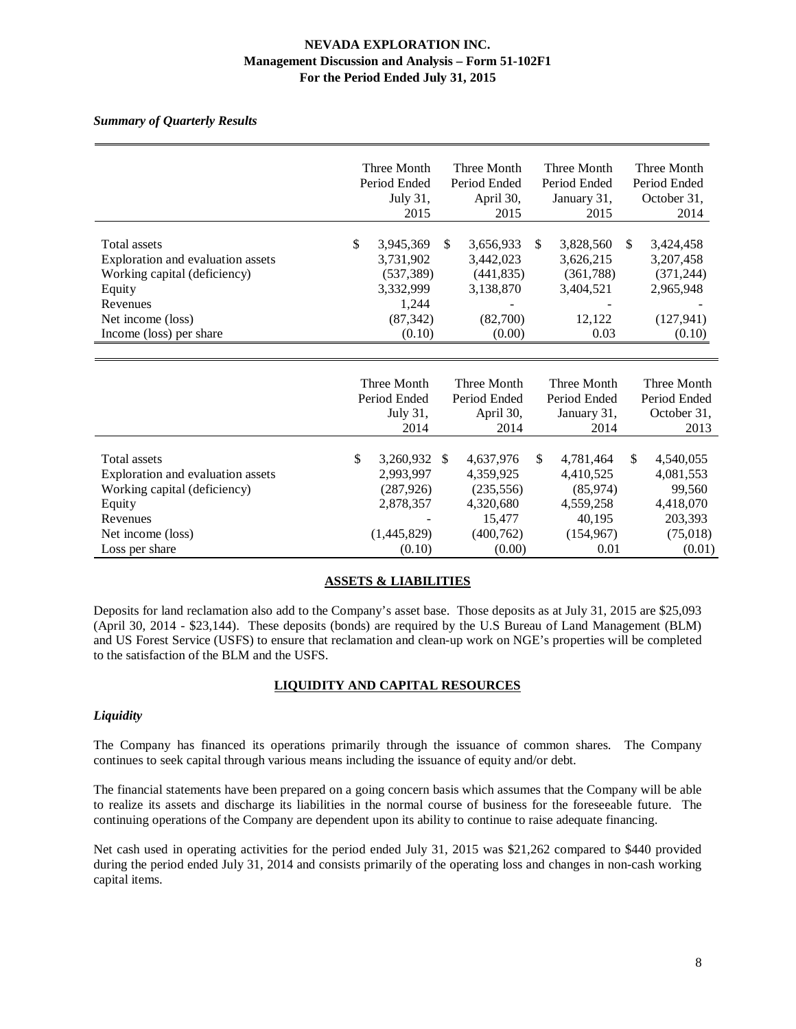*Summary of Quarterly Results*

| | Three Month Period Ended July 31, 2015 | Three Month Period Ended April 30, 2015 | Three Month Period Ended January 31, 2015 | Three Month Period Ended October 31, 2014 |
|---|---|---|---|---|
| Total assets | $ 3,945,369 | $ 3,656,933 | $ 3,828,560 | $ 3,424,458 |
| Exploration and evaluation assets | 3,731,902 | 3,442,023 | 3,626,215 | 3,207,458 |
| Working capital (deficiency) | (537,389) | (441,835) | (361,788) | (371,244) |
| Equity | 3,332,999 | 3,138,870 | 3,404,521 | 2,965,948 |
| Revenues | 1,244 | - | - | - |
| Net income (loss) | (87,342) | (82,700) | 12,122 | (127,941) |
| Income (loss) per share | (0.10) | (0.00) | 0.03 | (0.10) |

| | Three Month Period Ended July 31, 2014 | Three Month Period Ended April 30, 2014 | Three Month Period Ended January 31, 2014 | Three Month Period Ended October 31, 2013 |
|---|---|---|---|---|
| Total assets | $ 3,260,932 | $ 4,637,976 | $ 4,781,464 | $ 4,540,055 |
| Exploration and evaluation assets | 2,993,997 | 4,359,925 | 4,410,525 | 4,081,553 |
| Working capital (deficiency) | (287,926) | (235,556) | (85,974) | 99,560 |
| Equity | 2,878,357 | 4,320,680 | 4,559,258 | 4,418,070 |
| Revenues | - | 15,477 | 40,195 | 203,393 |
| Net income (loss) | (1,445,829) | (400,762) | (154,967) | (75,018) |
| Loss per share | (0.10) | (0.00) | 0.01 | (0.01) |

## ASSETS & LIABILITIES

Deposits for land reclamation also add to the Company's asset base. Those deposits as at July 31, 2015 are $25,093 (April 30, 2014 - $23,144). These deposits (bonds) are required by the U.S Bureau of Land Management (BLM) and US Forest Service (USFS) to ensure that reclamation and clean-up work on NGE's properties will be completed to the satisfaction of the BLM and the USFS.

## LIQUIDITY AND CAPITAL RESOURCES

### *Liquidity*

The Company has financed its operations primarily through the issuance of common shares. The Company continues to seek capital through various means including the issuance of equity and/or debt.

The financial statements have been prepared on a going concern basis which assumes that the Company will be able to realize its assets and discharge its liabilities in the normal course of business for the foreseeable future. The continuing operations of the Company are dependent upon its ability to continue to raise adequate financing.

Net cash used in operating activities for the period ended July 31, 2015 was $21,262 compared to $440 provided during the period ended July 31, 2014 and consists primarily of the operating loss and changes in non-cash working capital items.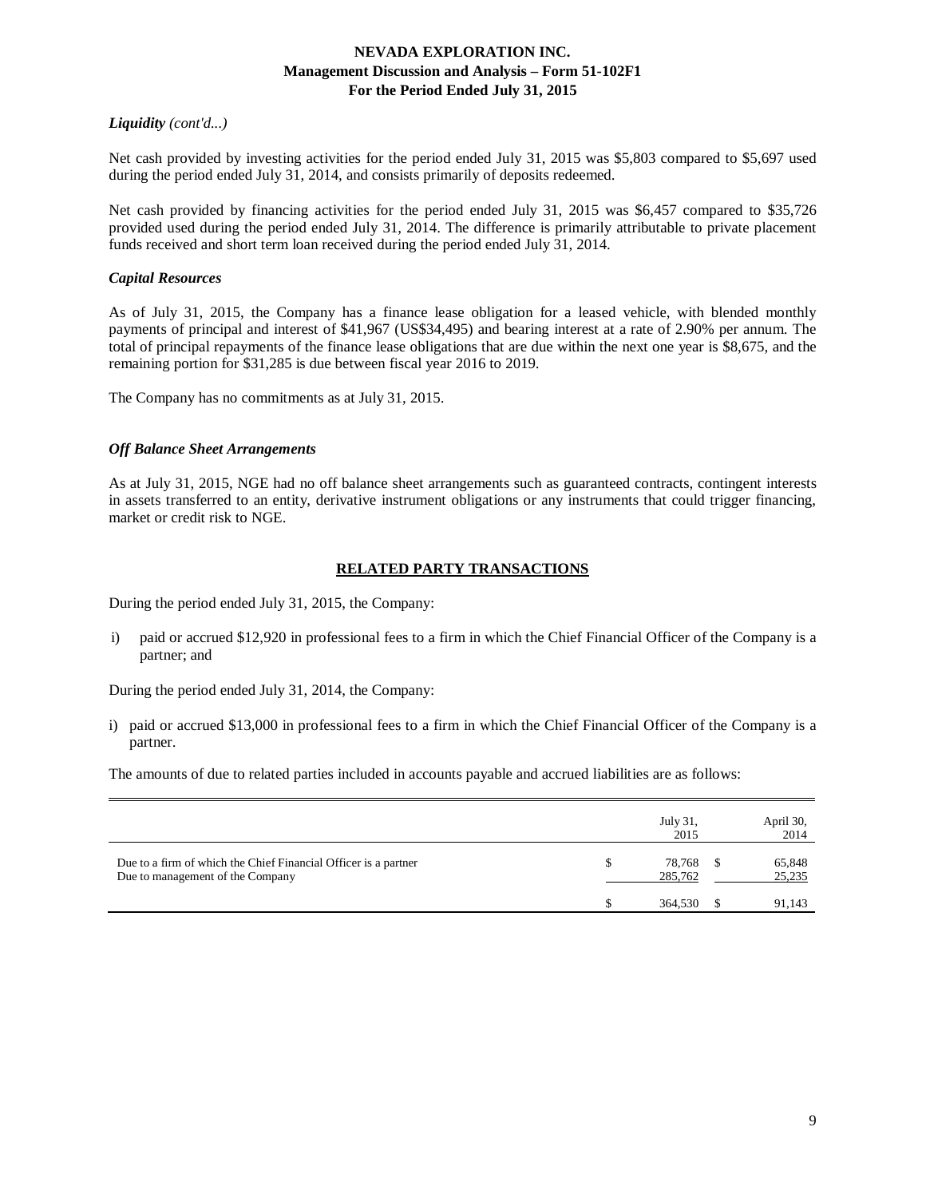*Liquidity (cont'd...)*

Net cash provided by investing activities for the period ended July 31, 2015 was $5,803 compared to $5,697 used during the period ended July 31, 2014, and consists primarily of deposits redeemed.

Net cash provided by financing activities for the period ended July 31, 2015 was $6,457 compared to $35,726 provided used during the period ended July 31, 2014. The difference is primarily attributable to private placement funds received and short term loan received during the period ended July 31, 2014.

*Capital Resources*

As of July 31, 2015, the Company has a finance lease obligation for a leased vehicle, with blended monthly payments of principal and interest of $41,967 (US$34,495) and bearing interest at a rate of 2.90% per annum. The total of principal repayments of the finance lease obligations that are due within the next one year is $8,675, and the remaining portion for $31,285 is due between fiscal year 2016 to 2019.

The Company has no commitments as at July 31, 2015.

*Off Balance Sheet Arrangements*

As at July 31, 2015, NGE had no off balance sheet arrangements such as guaranteed contracts, contingent interests in assets transferred to an entity, derivative instrument obligations or any instruments that could trigger financing, market or credit risk to NGE.

## RELATED PARTY TRANSACTIONS

During the period ended July 31, 2015, the Company:

i) paid or accrued $12,920 in professional fees to a firm in which the Chief Financial Officer of the Company is a partner; and

During the period ended July 31, 2014, the Company:

i) paid or accrued $13,000 in professional fees to a firm in which the Chief Financial Officer of the Company is a partner.

The amounts of due to related parties included in accounts payable and accrued liabilities are as follows:

| | July 31, 2015 | April 30, 2014 |
|---|---|---|
| Due to a firm of which the Chief Financial Officer is a partner | $ 78,768 | $ 65,848 |
| Due to management of the Company | 285,762 | 25,235 |
| | $ 364,530 | $ 91,143 |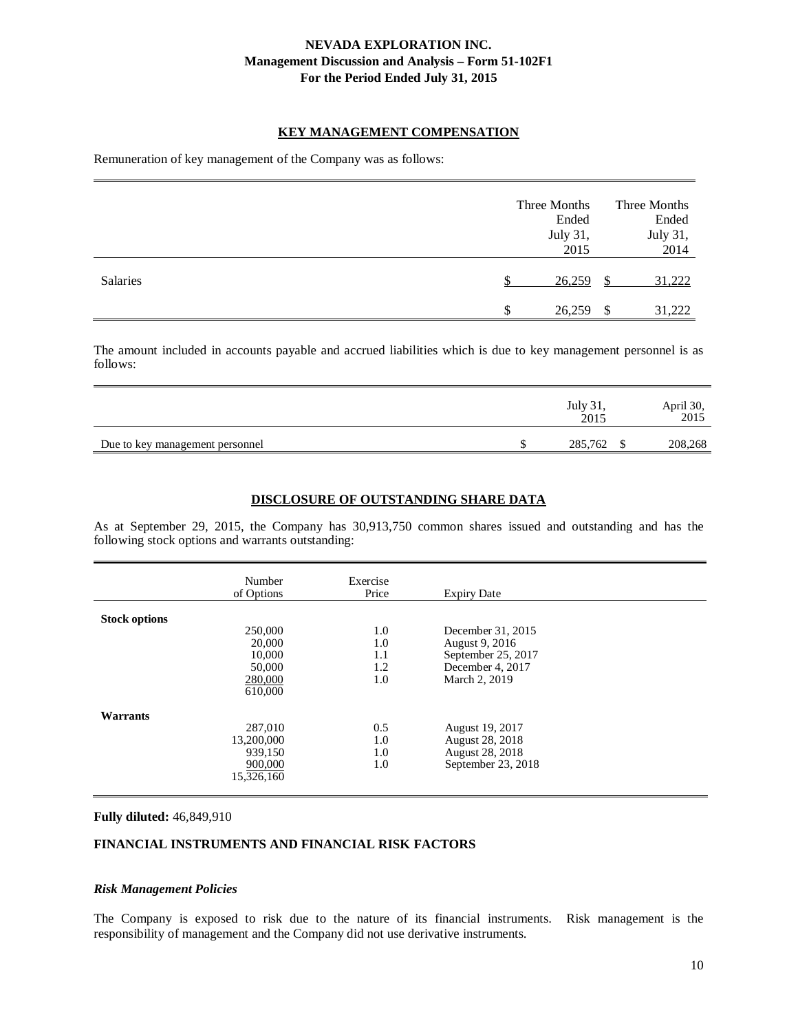## KEY MANAGEMENT COMPENSATION

Remuneration of key management of the Company was as follows:

| | Three Months Ended July 31, 2015 | Three Months Ended July 31, 2014 |
|---|---|---|
| Salaries | $ 26,259 | $ 31,222 |
| | $ 26,259 | $ 31,222 |

The amount included in accounts payable and accrued liabilities which is due to key management personnel is as follows:

| | July 31, 2015 | April 30, 2015 |
|---|---|---|
| Due to key management personnel | $ 285,762 | $ 208,268 |

## DISCLOSURE OF OUTSTANDING SHARE DATA

As at September 29, 2015, the Company has 30,913,750 common shares issued and outstanding and has the following stock options and warrants outstanding:

| | Number of Options | Exercise Price | Expiry Date |
|---|---|---|---|
| **Stock options** | | | |
| | 250,000 | 1.0 | December 31, 2015 |
| | 20,000 | 1.0 | August 9, 2016 |
| | 10,000 | 1.1 | September 25, 2017 |
| | 50,000 | 1.2 | December 4, 2017 |
| | 280,000 | 1.0 | March 2, 2019 |
| | 610,000 | | |
| **Warrants** | | | |
| | 287,010 | 0.5 | August 19, 2017 |
| | 13,200,000 | 1.0 | August 28, 2018 |
| | 939,150 | 1.0 | August 28, 2018 |
| | 900,000 | 1.0 | September 23, 2018 |
| | 15,326,160 | | |

**Fully diluted:** 46,849,910

### FINANCIAL INSTRUMENTS AND FINANCIAL RISK FACTORS

#### *Risk Management Policies*

The Company is exposed to risk due to the nature of its financial instruments. Risk management is the responsibility of management and the Company did not use derivative instruments.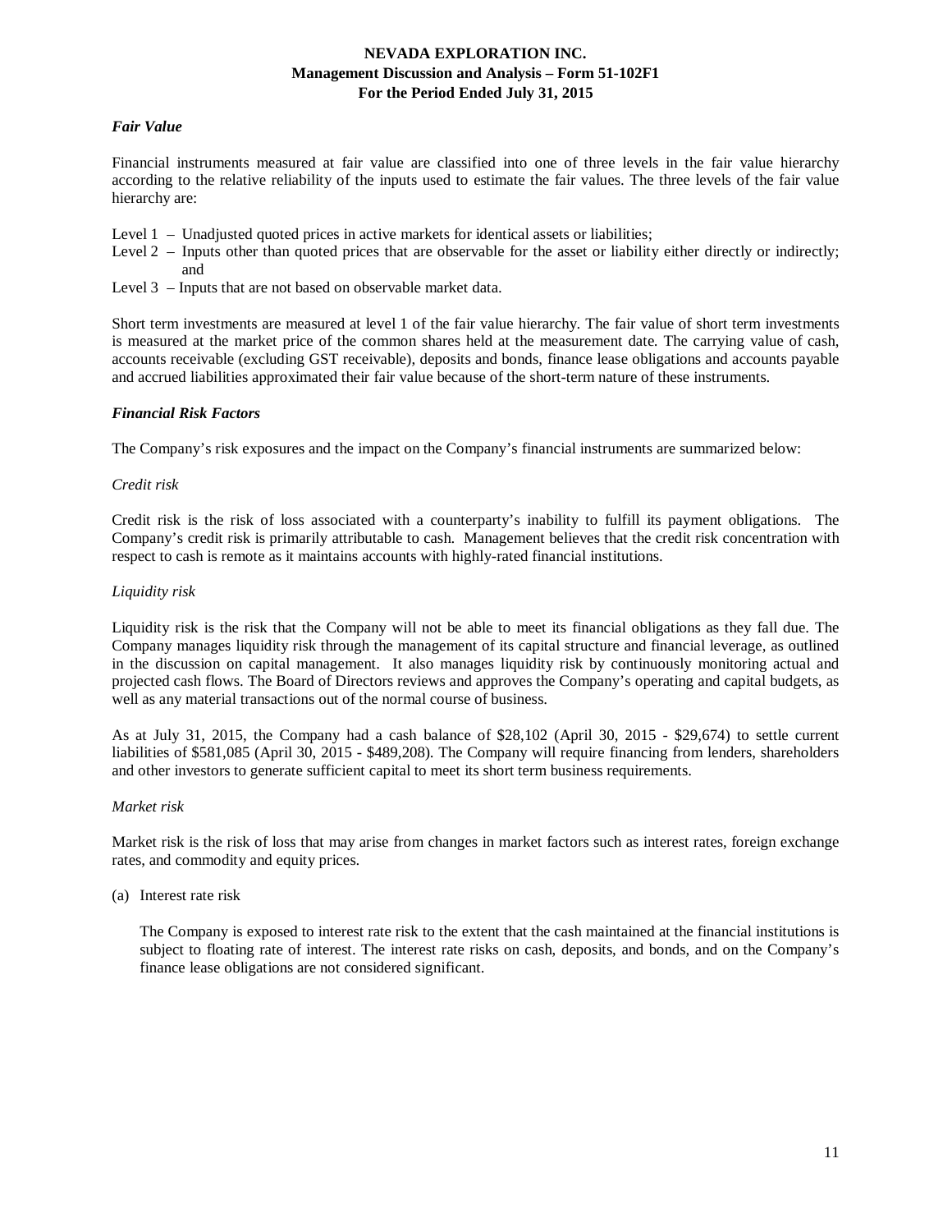### *Fair Value*

Financial instruments measured at fair value are classified into one of three levels in the fair value hierarchy according to the relative reliability of the inputs used to estimate the fair values. The three levels of the fair value hierarchy are:

- Level 1 – Unadjusted quoted prices in active markets for identical assets or liabilities;
- Level 2 – Inputs other than quoted prices that are observable for the asset or liability either directly or indirectly; and
- Level 3 – Inputs that are not based on observable market data.

Short term investments are measured at level 1 of the fair value hierarchy. The fair value of short term investments is measured at the market price of the common shares held at the measurement date. The carrying value of cash, accounts receivable (excluding GST receivable), deposits and bonds, finance lease obligations and accounts payable and accrued liabilities approximated their fair value because of the short-term nature of these instruments.

### *Financial Risk Factors*

The Company's risk exposures and the impact on the Company's financial instruments are summarized below:

*Credit risk*

Credit risk is the risk of loss associated with a counterparty's inability to fulfill its payment obligations. The Company's credit risk is primarily attributable to cash. Management believes that the credit risk concentration with respect to cash is remote as it maintains accounts with highly-rated financial institutions.

*Liquidity risk*

Liquidity risk is the risk that the Company will not be able to meet its financial obligations as they fall due. The Company manages liquidity risk through the management of its capital structure and financial leverage, as outlined in the discussion on capital management. It also manages liquidity risk by continuously monitoring actual and projected cash flows. The Board of Directors reviews and approves the Company's operating and capital budgets, as well as any material transactions out of the normal course of business.

As at July 31, 2015, the Company had a cash balance of $28,102 (April 30, 2015 - $29,674) to settle current liabilities of $581,085 (April 30, 2015 - $489,208). The Company will require financing from lenders, shareholders and other investors to generate sufficient capital to meet its short term business requirements.

*Market risk*

Market risk is the risk of loss that may arise from changes in market factors such as interest rates, foreign exchange rates, and commodity and equity prices.

(a) Interest rate risk

The Company is exposed to interest rate risk to the extent that the cash maintained at the financial institutions is subject to floating rate of interest. The interest rate risks on cash, deposits, and bonds, and on the Company's finance lease obligations are not considered significant.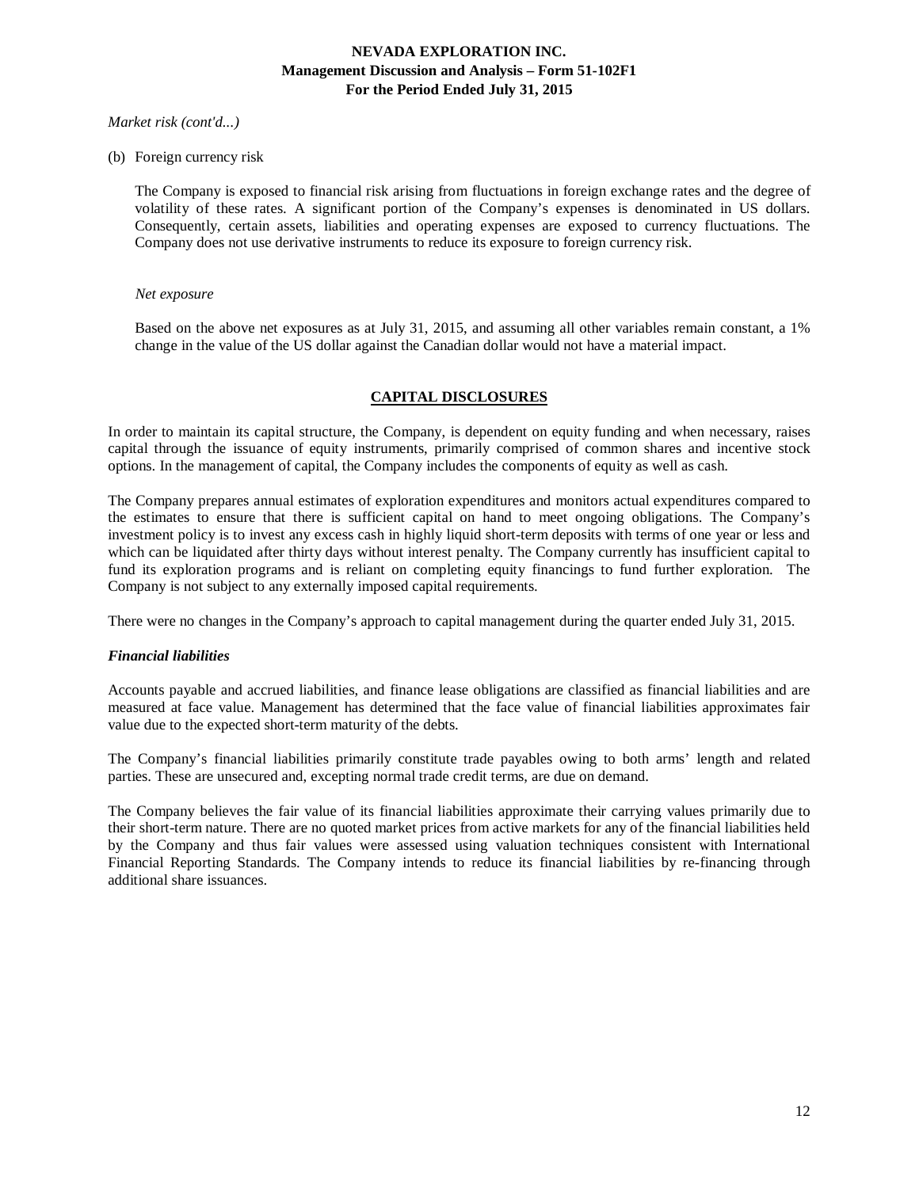*Market risk (cont'd...)*

(b) Foreign currency risk

The Company is exposed to financial risk arising from fluctuations in foreign exchange rates and the degree of volatility of these rates. A significant portion of the Company's expenses is denominated in US dollars. Consequently, certain assets, liabilities and operating expenses are exposed to currency fluctuations. The Company does not use derivative instruments to reduce its exposure to foreign currency risk.

*Net exposure*

Based on the above net exposures as at July 31, 2015, and assuming all other variables remain constant, a 1% change in the value of the US dollar against the Canadian dollar would not have a material impact.

## CAPITAL DISCLOSURES

In order to maintain its capital structure, the Company, is dependent on equity funding and when necessary, raises capital through the issuance of equity instruments, primarily comprised of common shares and incentive stock options. In the management of capital, the Company includes the components of equity as well as cash.

The Company prepares annual estimates of exploration expenditures and monitors actual expenditures compared to the estimates to ensure that there is sufficient capital on hand to meet ongoing obligations. The Company's investment policy is to invest any excess cash in highly liquid short-term deposits with terms of one year or less and which can be liquidated after thirty days without interest penalty. The Company currently has insufficient capital to fund its exploration programs and is reliant on completing equity financings to fund further exploration. The Company is not subject to any externally imposed capital requirements.

There were no changes in the Company's approach to capital management during the quarter ended July 31, 2015.

### *Financial liabilities*

Accounts payable and accrued liabilities, and finance lease obligations are classified as financial liabilities and are measured at face value. Management has determined that the face value of financial liabilities approximates fair value due to the expected short-term maturity of the debts.

The Company's financial liabilities primarily constitute trade payables owing to both arms' length and related parties. These are unsecured and, excepting normal trade credit terms, are due on demand.

The Company believes the fair value of its financial liabilities approximate their carrying values primarily due to their short-term nature. There are no quoted market prices from active markets for any of the financial liabilities held by the Company and thus fair values were assessed using valuation techniques consistent with International Financial Reporting Standards. The Company intends to reduce its financial liabilities by re-financing through additional share issuances.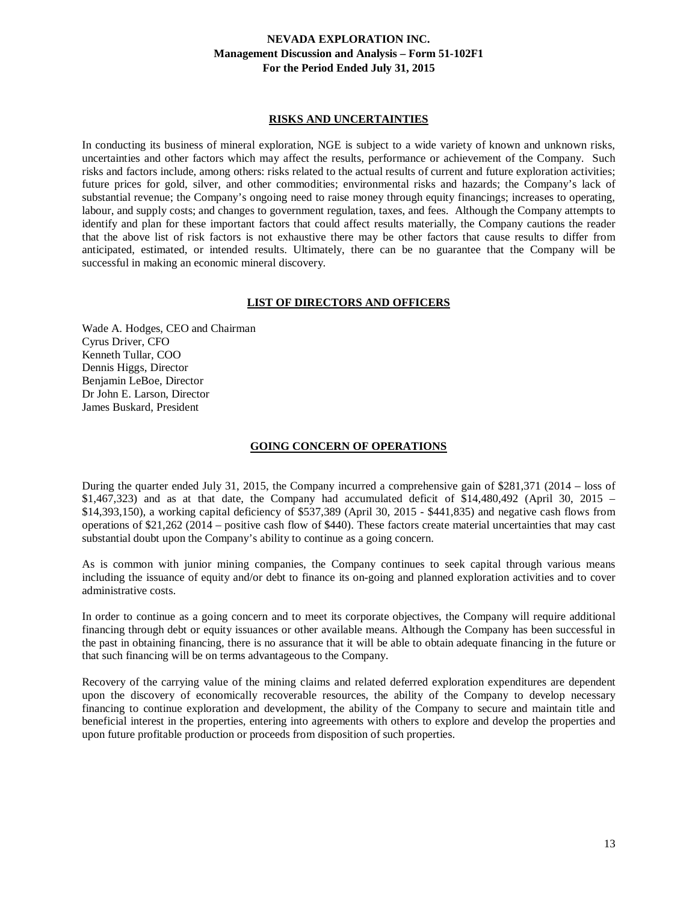## RISKS AND UNCERTAINTIES

In conducting its business of mineral exploration, NGE is subject to a wide variety of known and unknown risks, uncertainties and other factors which may affect the results, performance or achievement of the Company. Such risks and factors include, among others: risks related to the actual results of current and future exploration activities; future prices for gold, silver, and other commodities; environmental risks and hazards; the Company's lack of substantial revenue; the Company's ongoing need to raise money through equity financings; increases to operating, labour, and supply costs; and changes to government regulation, taxes, and fees. Although the Company attempts to identify and plan for these important factors that could affect results materially, the Company cautions the reader that the above list of risk factors is not exhaustive there may be other factors that cause results to differ from anticipated, estimated, or intended results. Ultimately, there can be no guarantee that the Company will be successful in making an economic mineral discovery.

## LIST OF DIRECTORS AND OFFICERS

Wade A. Hodges, CEO and Chairman
Cyrus Driver, CFO
Kenneth Tullar, COO
Dennis Higgs, Director
Benjamin LeBoe, Director
Dr John E. Larson, Director
James Buskard, President

## GOING CONCERN OF OPERATIONS

During the quarter ended July 31, 2015, the Company incurred a comprehensive gain of $281,371 (2014 – loss of $1,467,323) and as at that date, the Company had accumulated deficit of $14,480,492 (April 30, 2015 – $14,393,150), a working capital deficiency of $537,389 (April 30, 2015 - $441,835) and negative cash flows from operations of $21,262 (2014 – positive cash flow of $440). These factors create material uncertainties that may cast substantial doubt upon the Company's ability to continue as a going concern.

As is common with junior mining companies, the Company continues to seek capital through various means including the issuance of equity and/or debt to finance its on-going and planned exploration activities and to cover administrative costs.

In order to continue as a going concern and to meet its corporate objectives, the Company will require additional financing through debt or equity issuances or other available means. Although the Company has been successful in the past in obtaining financing, there is no assurance that it will be able to obtain adequate financing in the future or that such financing will be on terms advantageous to the Company.

Recovery of the carrying value of the mining claims and related deferred exploration expenditures are dependent upon the discovery of economically recoverable resources, the ability of the Company to develop necessary financing to continue exploration and development, the ability of the Company to secure and maintain title and beneficial interest in the properties, entering into agreements with others to explore and develop the properties and upon future profitable production or proceeds from disposition of such properties.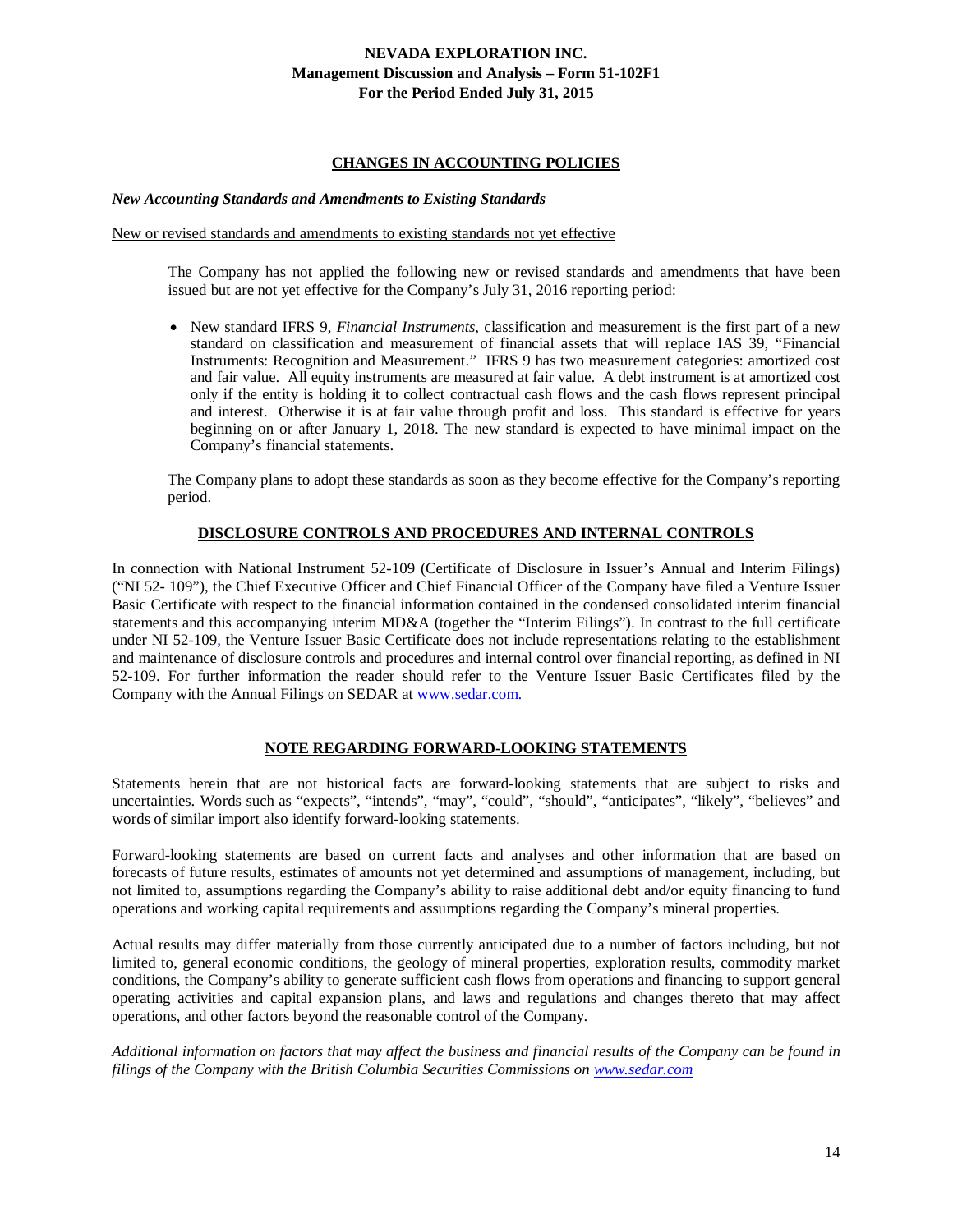## CHANGES IN ACCOUNTING POLICIES

### *New Accounting Standards and Amendments to Existing Standards*

New or revised standards and amendments to existing standards not yet effective

The Company has not applied the following new or revised standards and amendments that have been issued but are not yet effective for the Company's July 31, 2016 reporting period:

- New standard IFRS 9, *Financial Instruments*, classification and measurement is the first part of a new standard on classification and measurement of financial assets that will replace IAS 39, "Financial Instruments: Recognition and Measurement." IFRS 9 has two measurement categories: amortized cost and fair value. All equity instruments are measured at fair value. A debt instrument is at amortized cost only if the entity is holding it to collect contractual cash flows and the cash flows represent principal and interest. Otherwise it is at fair value through profit and loss. This standard is effective for years beginning on or after January 1, 2018. The new standard is expected to have minimal impact on the Company's financial statements.

The Company plans to adopt these standards as soon as they become effective for the Company's reporting period.

## DISCLOSURE CONTROLS AND PROCEDURES AND INTERNAL CONTROLS

In connection with National Instrument 52-109 (Certificate of Disclosure in Issuer's Annual and Interim Filings) ("NI 52- 109"), the Chief Executive Officer and Chief Financial Officer of the Company have filed a Venture Issuer Basic Certificate with respect to the financial information contained in the condensed consolidated interim financial statements and this accompanying interim MD&A (together the "Interim Filings"). In contrast to the full certificate under NI 52-109, the Venture Issuer Basic Certificate does not include representations relating to the establishment and maintenance of disclosure controls and procedures and internal control over financial reporting, as defined in NI 52-109. For further information the reader should refer to the Venture Issuer Basic Certificates filed by the Company with the Annual Filings on SEDAR at www.sedar.com.

## NOTE REGARDING FORWARD-LOOKING STATEMENTS

Statements herein that are not historical facts are forward-looking statements that are subject to risks and uncertainties. Words such as "expects", "intends", "may", "could", "should", "anticipates", "likely", "believes" and words of similar import also identify forward-looking statements.

Forward-looking statements are based on current facts and analyses and other information that are based on forecasts of future results, estimates of amounts not yet determined and assumptions of management, including, but not limited to, assumptions regarding the Company's ability to raise additional debt and/or equity financing to fund operations and working capital requirements and assumptions regarding the Company's mineral properties.

Actual results may differ materially from those currently anticipated due to a number of factors including, but not limited to, general economic conditions, the geology of mineral properties, exploration results, commodity market conditions, the Company's ability to generate sufficient cash flows from operations and financing to support general operating activities and capital expansion plans, and laws and regulations and changes thereto that may affect operations, and other factors beyond the reasonable control of the Company.

*Additional information on factors that may affect the business and financial results of the Company can be found in filings of the Company with the British Columbia Securities Commissions on www.sedar.com*